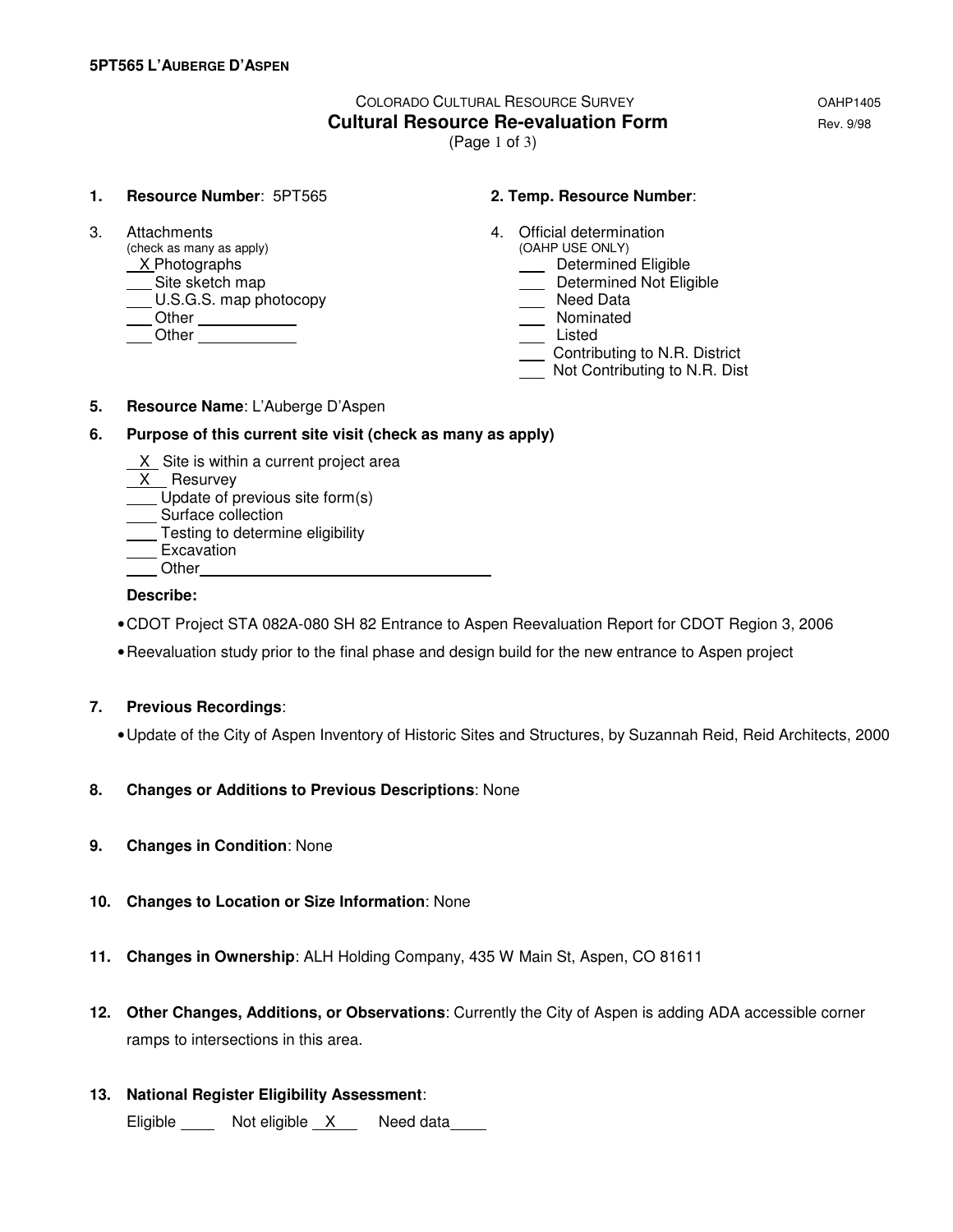**5PT565 L'AUBERGE D'ASPEN**

COLORADO CULTURAL RESOURCE SURVEY — OAHP1405

## Cultural Resource Re-evaluation Form

Rev. 9/98

(Page 1 of 3)

1. **Resource Number**: 5PT565

2. **Temp. Resource Number**:

3. Attachments
   (check as many as apply)
   - X Photographs
   - ___ Site sketch map
   - ___ U.S.G.S. map photocopy
   - ___ Other ___________
   - ___ Other ___________

4. Official determination
   (OAHP USE ONLY)
   - ___ Determined Eligible
   - ___ Determined Not Eligible
   - ___ Need Data
   - ___ Nominated
   - ___ Listed
   - ___ Contributing to N.R. District
   - ___ Not Contributing to N.R. Dist

5. **Resource Name**: L'Auberge D'Aspen

6. **Purpose of this current site visit (check as many as apply)**
   - X Site is within a current project area
   - X Resurvey
   - ___ Update of previous site form(s)
   - ___ Surface collection
   - ___ Testing to determine eligibility
   - ___ Excavation
   - ___ Other___________________________

   **Describe:**

   - CDOT Project STA 082A-080 SH 82 Entrance to Aspen Reevaluation Report for CDOT Region 3, 2006
   - Reevaluation study prior to the final phase and design build for the new entrance to Aspen project

7. **Previous Recordings**:
   - Update of the City of Aspen Inventory of Historic Sites and Structures, by Suzannah Reid, Reid Architects, 2000

8. **Changes or Additions to Previous Descriptions**: None

9. **Changes in Condition**: None

10. **Changes to Location or Size Information**: None

11. **Changes in Ownership**: ALH Holding Company, 435 W Main St, Aspen, CO 81611

12. **Other Changes, Additions, or Observations**: Currently the City of Aspen is adding ADA accessible corner ramps to intersections in this area.

13. **National Register Eligibility Assessment**:

    Eligible ____ Not eligible X Need data____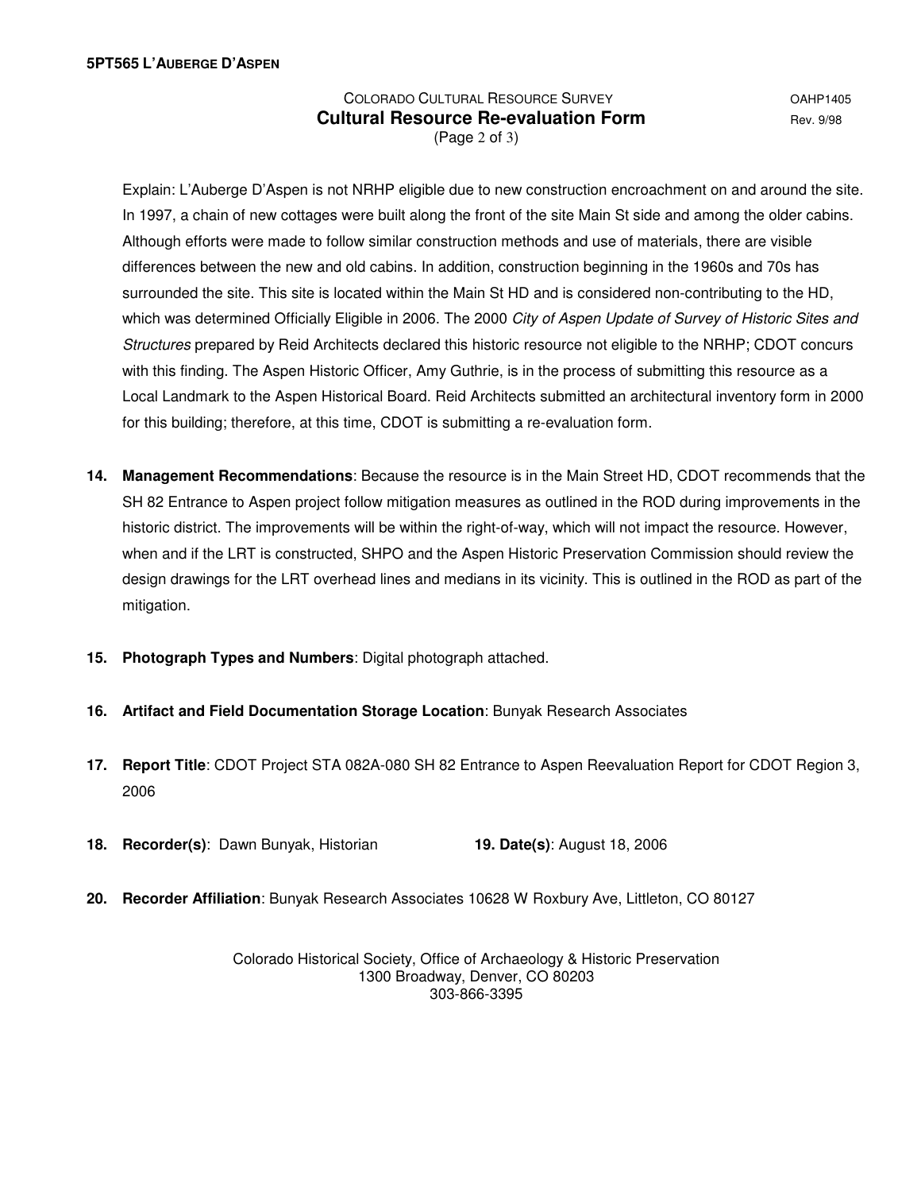Explain: L'Auberge D'Aspen is not NRHP eligible due to new construction encroachment on and around the site. In 1997, a chain of new cottages were built along the front of the site Main St side and among the older cabins. Although efforts were made to follow similar construction methods and use of materials, there are visible differences between the new and old cabins. In addition, construction beginning in the 1960s and 70s has surrounded the site. This site is located within the Main St HD and is considered non-contributing to the HD, which was determined Officially Eligible in 2006. The 2000 *City of Aspen Update of Survey of Historic Sites and Structures* prepared by Reid Architects declared this historic resource not eligible to the NRHP; CDOT concurs with this finding. The Aspen Historic Officer, Amy Guthrie, is in the process of submitting this resource as a Local Landmark to the Aspen Historical Board. Reid Architects submitted an architectural inventory form in 2000 for this building; therefore, at this time, CDOT is submitting a re-evaluation form.

**14. Management Recommendations**: Because the resource is in the Main Street HD, CDOT recommends that the SH 82 Entrance to Aspen project follow mitigation measures as outlined in the ROD during improvements in the historic district. The improvements will be within the right-of-way, which will not impact the resource. However, when and if the LRT is constructed, SHPO and the Aspen Historic Preservation Commission should review the design drawings for the LRT overhead lines and medians in its vicinity. This is outlined in the ROD as part of the mitigation.

**15. Photograph Types and Numbers**: Digital photograph attached.

**16. Artifact and Field Documentation Storage Location**: Bunyak Research Associates

**17. Report Title**: CDOT Project STA 082A-080 SH 82 Entrance to Aspen Reevaluation Report for CDOT Region 3, 2006

**18. Recorder(s)**: Dawn Bunyak, Historian **19. Date(s)**: August 18, 2006

**20. Recorder Affiliation**: Bunyak Research Associates 10628 W Roxbury Ave, Littleton, CO 80127

Colorado Historical Society, Office of Archaeology & Historic Preservation
1300 Broadway, Denver, CO 80203
303-866-3395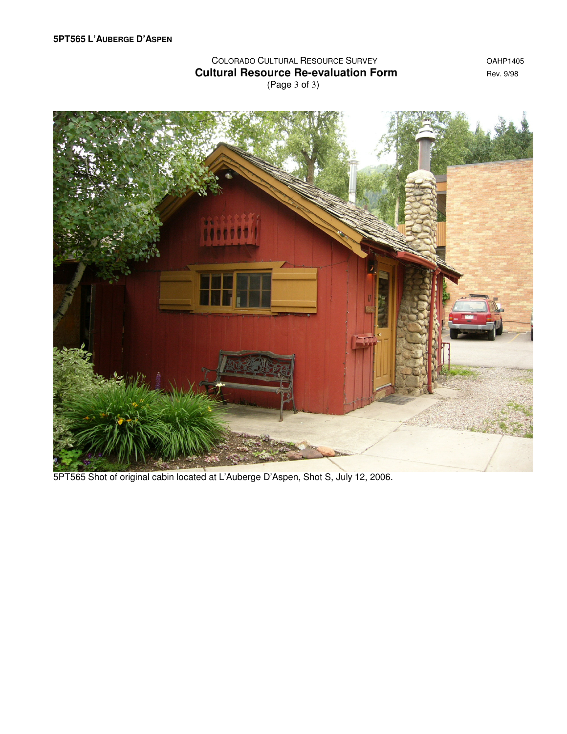5PT565 Shot of original cabin located at L'Auberge D'Aspen, Shot S, July 12, 2006.